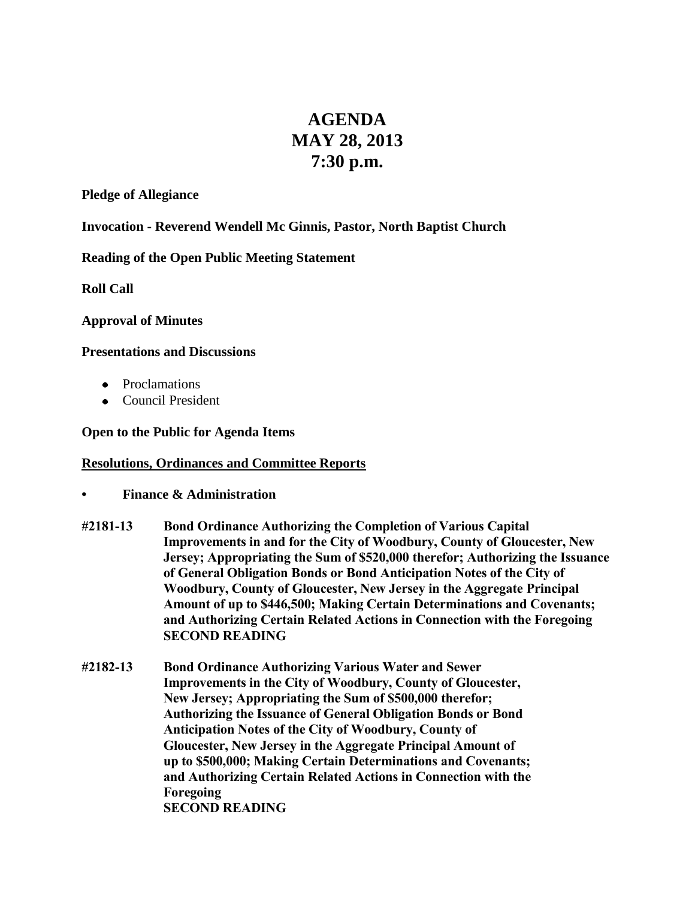# AGENDA
# MAY 28, 2013
# 7:30 p.m.

**Pledge of Allegiance**

**Invocation - Reverend Wendell Mc Ginnis, Pastor, North Baptist Church**

**Reading of the Open Public Meeting Statement**

**Roll Call**

**Approval of Minutes**

**Presentations and Discussions**

- Proclamations
- Council President

**Open to the Public for Agenda Items**

<u>**Resolutions, Ordinances and Committee Reports**</u>

- **Finance & Administration**

**#2181-13** **Bond Ordinance Authorizing the Completion of Various Capital Improvements in and for the City of Woodbury, County of Gloucester, New Jersey; Appropriating the Sum of $520,000 therefor; Authorizing the Issuance of General Obligation Bonds or Bond Anticipation Notes of the City of Woodbury, County of Gloucester, New Jersey in the Aggregate Principal Amount of up to $446,500; Making Certain Determinations and Covenants; and Authorizing Certain Related Actions in Connection with the Foregoing**
**SECOND READING**

**#2182-13** **Bond Ordinance Authorizing Various Water and Sewer Improvements in the City of Woodbury, County of Gloucester, New Jersey; Appropriating the Sum of $500,000 therefor; Authorizing the Issuance of General Obligation Bonds or Bond Anticipation Notes of the City of Woodbury, County of Gloucester, New Jersey in the Aggregate Principal Amount of up to $500,000; Making Certain Determinations and Covenants; and Authorizing Certain Related Actions in Connection with the Foregoing**
**SECOND READING**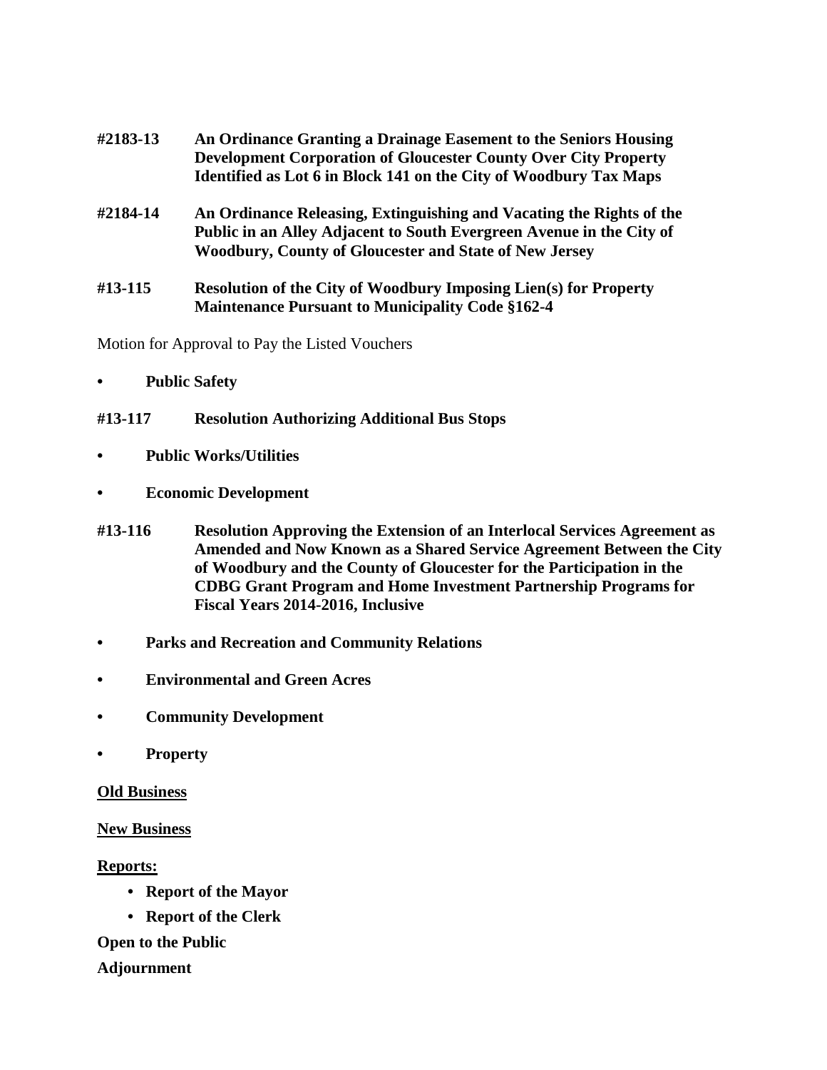**#2183-13 An Ordinance Granting a Drainage Easement to the Seniors Housing Development Corporation of Gloucester County Over City Property Identified as Lot 6 in Block 141 on the City of Woodbury Tax Maps**

**#2184-14 An Ordinance Releasing, Extinguishing and Vacating the Rights of the Public in an Alley Adjacent to South Evergreen Avenue in the City of Woodbury, County of Gloucester and State of New Jersey**

**#13-115 Resolution of the City of Woodbury Imposing Lien(s) for Property Maintenance Pursuant to Municipality Code §162-4**

Motion for Approval to Pay the Listed Vouchers

- **Public Safety**

**#13-117 Resolution Authorizing Additional Bus Stops**

- **Public Works/Utilities**
- **Economic Development**

**#13-116 Resolution Approving the Extension of an Interlocal Services Agreement as Amended and Now Known as a Shared Service Agreement Between the City of Woodbury and the County of Gloucester for the Participation in the CDBG Grant Program and Home Investment Partnership Programs for Fiscal Years 2014-2016, Inclusive**

- **Parks and Recreation and Community Relations**
- **Environmental and Green Acres**
- **Community Development**
- **Property**

**Old Business**

**New Business**

**Reports:**

- **Report of the Mayor**
- **Report of the Clerk**

**Open to the Public**

**Adjournment**